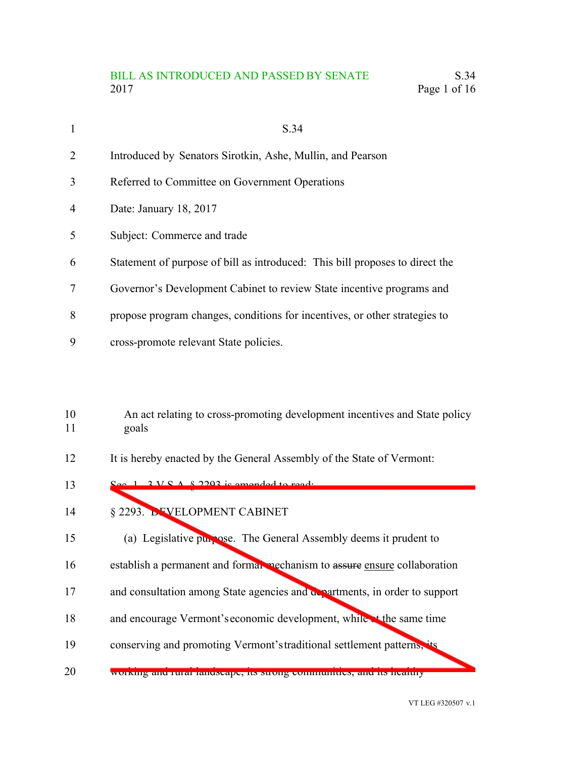S.34

Introduced by Senators Sirotkin, Ashe, Mullin, and Pearson

Referred to Committee on Government Operations

Date: January 18, 2017

Subject: Commerce and trade

Statement of purpose of bill as introduced: This bill proposes to direct the Governor's Development Cabinet to review State incentive programs and propose program changes, conditions for incentives, or other strategies to cross-promote relevant State policies.

An act relating to cross-promoting development incentives and State policy goals

It is hereby enacted by the General Assembly of the State of Vermont:

Sec. 1. 3 V.S.A. § 2293 is amended to read:

§ 2293. DEVELOPMENT CABINET

(a) Legislative purpose. The General Assembly deems it prudent to establish a permanent and formal mechanism to ~~assure~~ ensure collaboration and consultation among State agencies and departments, in order to support and encourage Vermont's economic development, while at the same time conserving and promoting Vermont's traditional settlement patterns, its working and rural landscape, its strong communities, and its healthy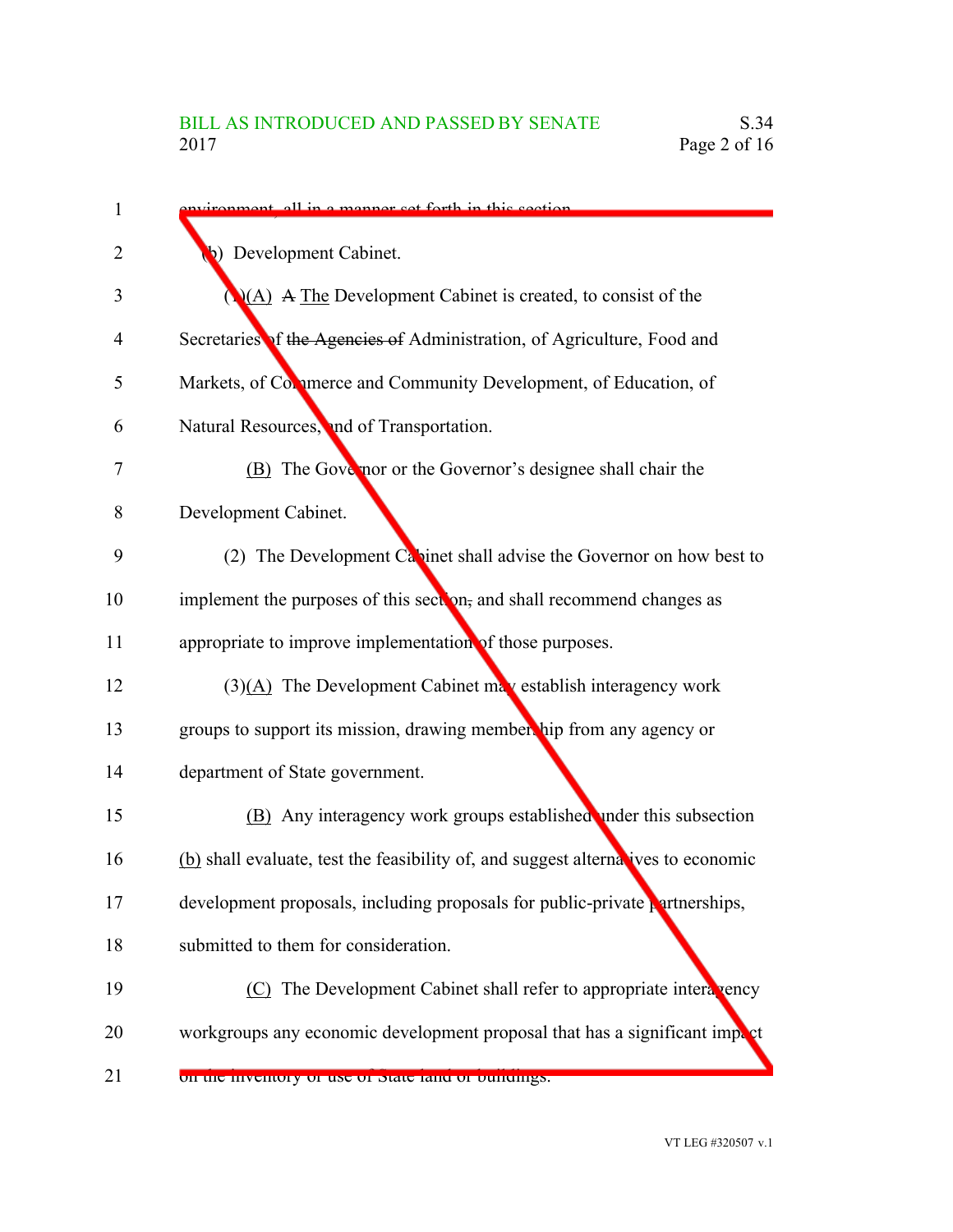environment, all in a manner set forth in this section.

(b) Development Cabinet.

(1)(A) ~~A~~ The Development Cabinet is created, to consist of the Secretaries of ~~the Agencies of~~ Administration, of Agriculture, Food and Markets, of Commerce and Community Development, of Education, of Natural Resources, and of Transportation.

(B) The Governor or the Governor's designee shall chair the Development Cabinet.

(2) The Development Cabinet shall advise the Governor on how best to implement the purposes of this section~~,~~ and shall recommend changes as appropriate to improve implementation of those purposes.

(3)(A) The Development Cabinet may establish interagency work groups to support its mission, drawing membership from any agency or department of State government.

(B) Any interagency work groups established under this subsection (b) shall evaluate, test the feasibility of, and suggest alternatives to economic development proposals, including proposals for public-private partnerships, submitted to them for consideration.

(C) The Development Cabinet shall refer to appropriate interagency workgroups any economic development proposal that has a significant impact on the inventory or use of State land or buildings.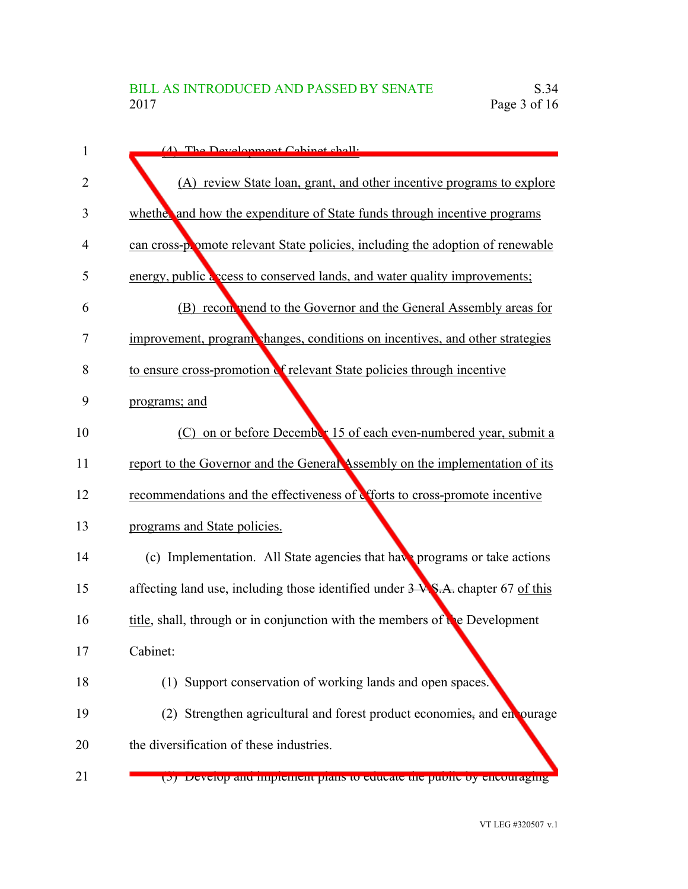(4) The Development Cabinet shall:

(A) review State loan, grant, and other incentive programs to explore whether and how the expenditure of State funds through incentive programs can cross-promote relevant State policies, including the adoption of renewable energy, public access to conserved lands, and water quality improvements;

(B) recommend to the Governor and the General Assembly areas for improvement, program changes, conditions on incentives, and other strategies to ensure cross-promotion of relevant State policies through incentive programs; and

(C) on or before December 15 of each even-numbered year, submit a report to the Governor and the General Assembly on the implementation of its recommendations and the effectiveness of efforts to cross-promote incentive programs and State policies.

(c) Implementation. All State agencies that have programs or take actions affecting land use, including those identified under ~~3 V.S.A.~~ chapter 67 of this title, shall, through or in conjunction with the members of the Development Cabinet:

(1) Support conservation of working lands and open spaces.

(2) Strengthen agricultural and forest product economies~~,~~ and encourage the diversification of these industries.

(3) Develop and implement plans to educate the public by encouraging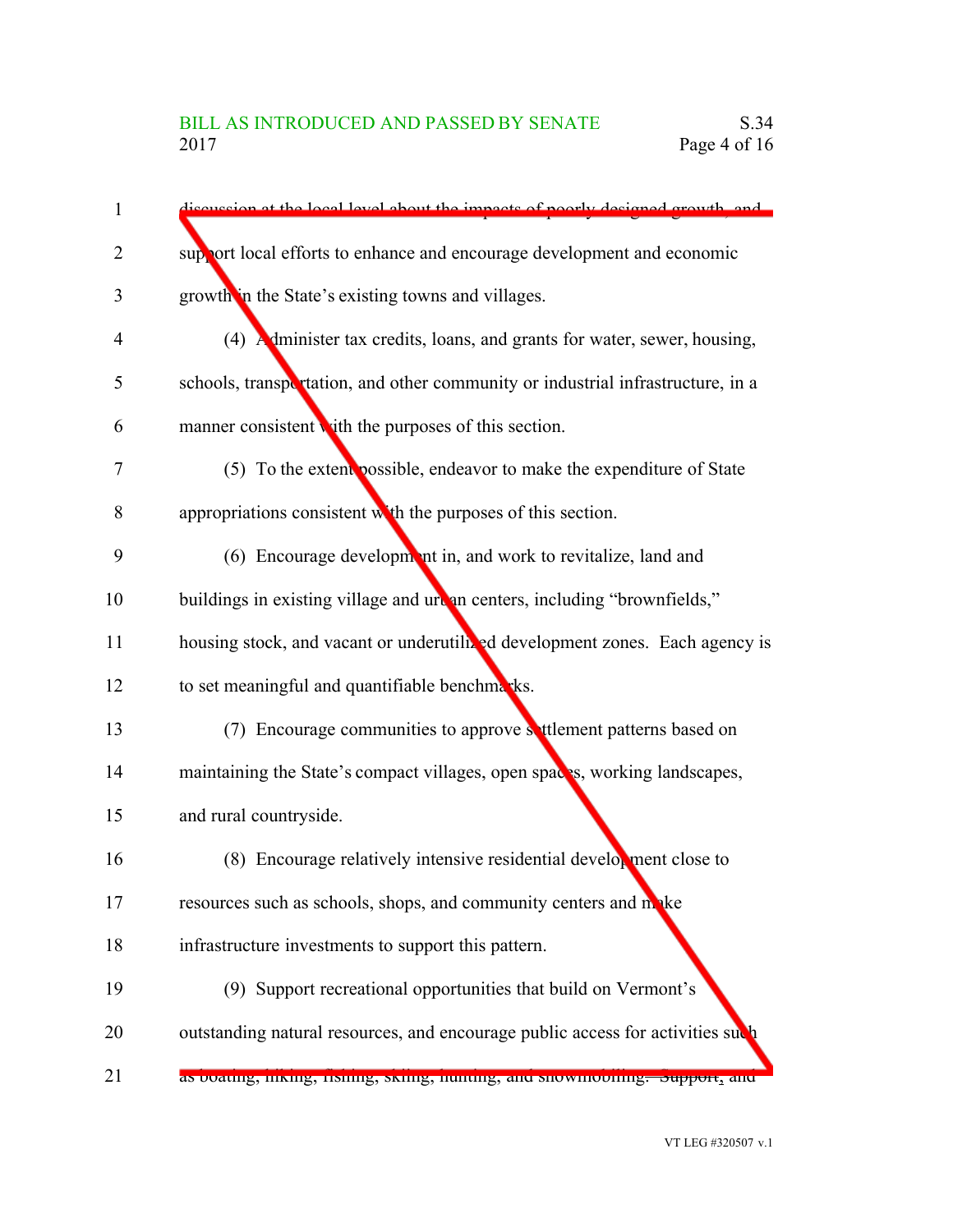discussion at the local level about the impacts of poorly designed growth, and support local efforts to enhance and encourage development and economic growth in the State's existing towns and villages.

(4) Administer tax credits, loans, and grants for water, sewer, housing, schools, transportation, and other community or industrial infrastructure, in a manner consistent with the purposes of this section.

(5) To the extent possible, endeavor to make the expenditure of State appropriations consistent with the purposes of this section.

(6) Encourage development in, and work to revitalize, land and buildings in existing village and urban centers, including "brownfields," housing stock, and vacant or underutilized development zones. Each agency is to set meaningful and quantifiable benchmarks.

(7) Encourage communities to approve settlement patterns based on maintaining the State's compact villages, open spaces, working landscapes, and rural countryside.

(8) Encourage relatively intensive residential development close to resources such as schools, shops, and community centers and make infrastructure investments to support this pattern.

(9) Support recreational opportunities that build on Vermont's outstanding natural resources, and encourage public access for activities such as boating, hiking, fishing, skiing, hunting, and snowmobiling. Support, and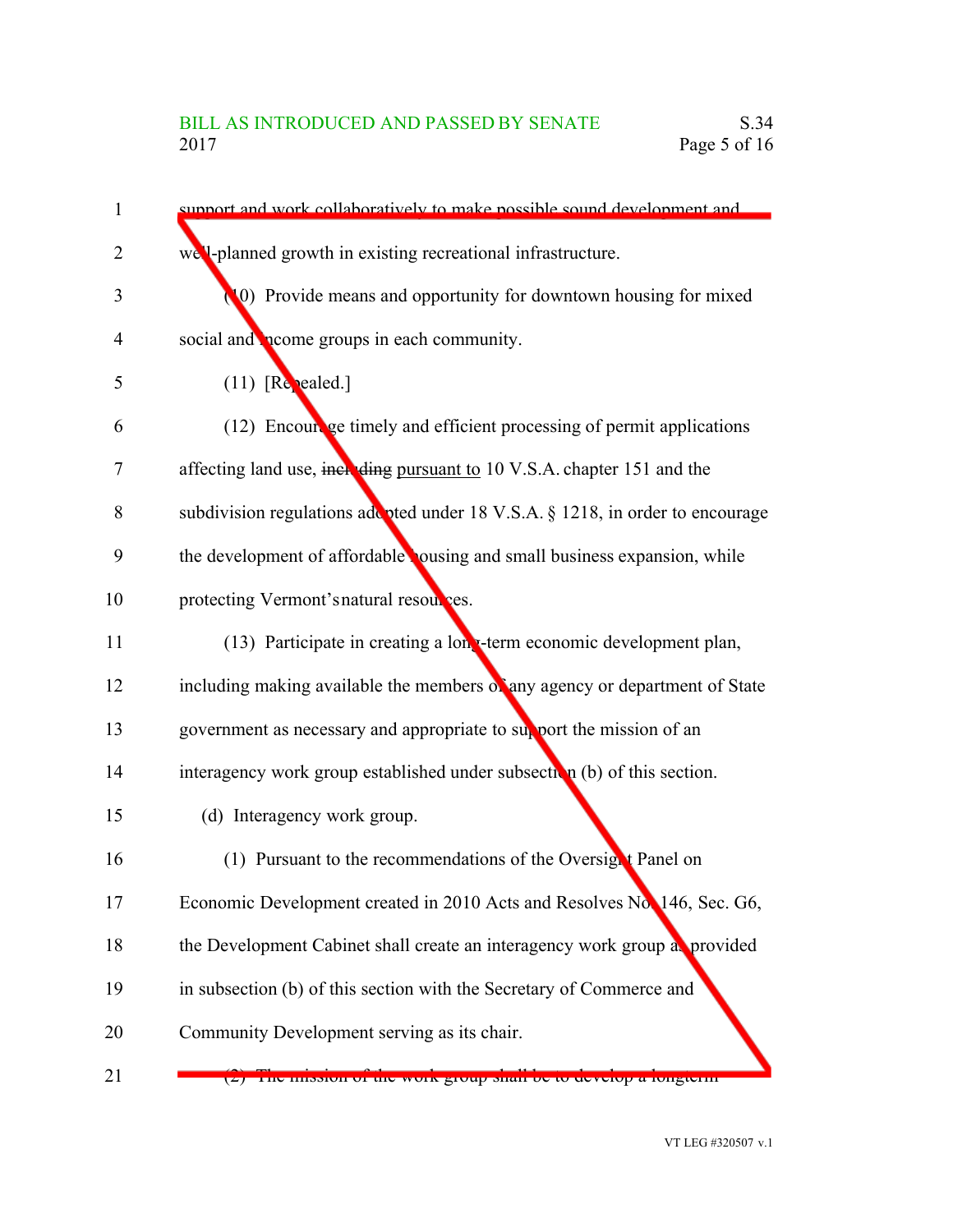support and work collaboratively to make possible sound development and well-planned growth in existing recreational infrastructure.

(10) Provide means and opportunity for downtown housing for mixed social and income groups in each community.

(11) [Repealed.]

(12) Encourage timely and efficient processing of permit applications affecting land use, ~~including~~ pursuant to 10 V.S.A. chapter 151 and the subdivision regulations adopted under 18 V.S.A. § 1218, in order to encourage the development of affordable housing and small business expansion, while protecting Vermont's natural resources.

(13) Participate in creating a long-term economic development plan, including making available the members of any agency or department of State government as necessary and appropriate to support the mission of an interagency work group established under subsection (b) of this section.

(d) Interagency work group.

(1) Pursuant to the recommendations of the Oversight Panel on Economic Development created in 2010 Acts and Resolves No. 146, Sec. G6, the Development Cabinet shall create an interagency work group as provided in subsection (b) of this section with the Secretary of Commerce and Community Development serving as its chair.

(2) The mission of the work group shall be to develop a longterm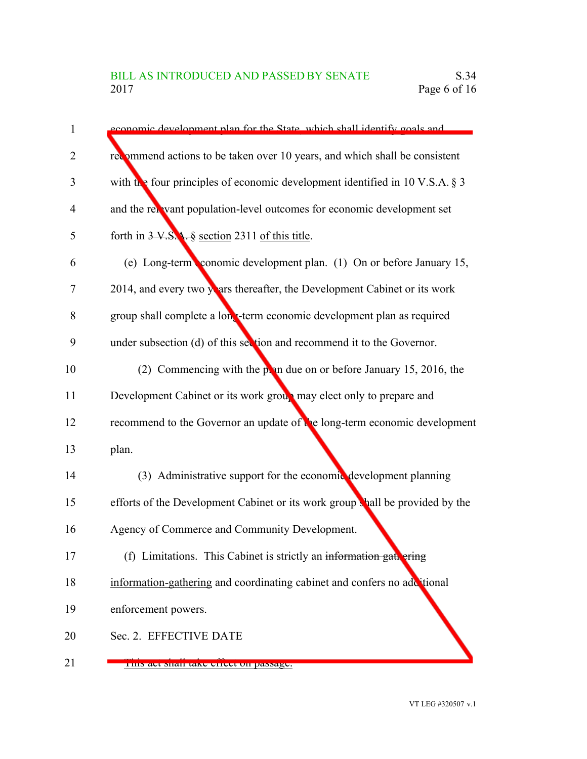economic development plan for the State, which shall identify goals and recommend actions to be taken over 10 years, and which shall be consistent with the four principles of economic development identified in 10 V.S.A. § 3 and the relevant population-level outcomes for economic development set forth in ~~3 V.S.A. §~~ section 2311 of this title.

(e) Long-term economic development plan. (1) On or before January 15, 2014, and every two years thereafter, the Development Cabinet or its work group shall complete a long-term economic development plan as required under subsection (d) of this section and recommend it to the Governor.

(2) Commencing with the plan due on or before January 15, 2016, the Development Cabinet or its work group may elect only to prepare and recommend to the Governor an update of the long-term economic development plan.

(3) Administrative support for the economic development planning efforts of the Development Cabinet or its work group shall be provided by the Agency of Commerce and Community Development.

(f) Limitations. This Cabinet is strictly an ~~information gathering~~ information-gathering and coordinating cabinet and confers no additional enforcement powers.

Sec. 2. EFFECTIVE DATE

~~This act shall take effect on passage.~~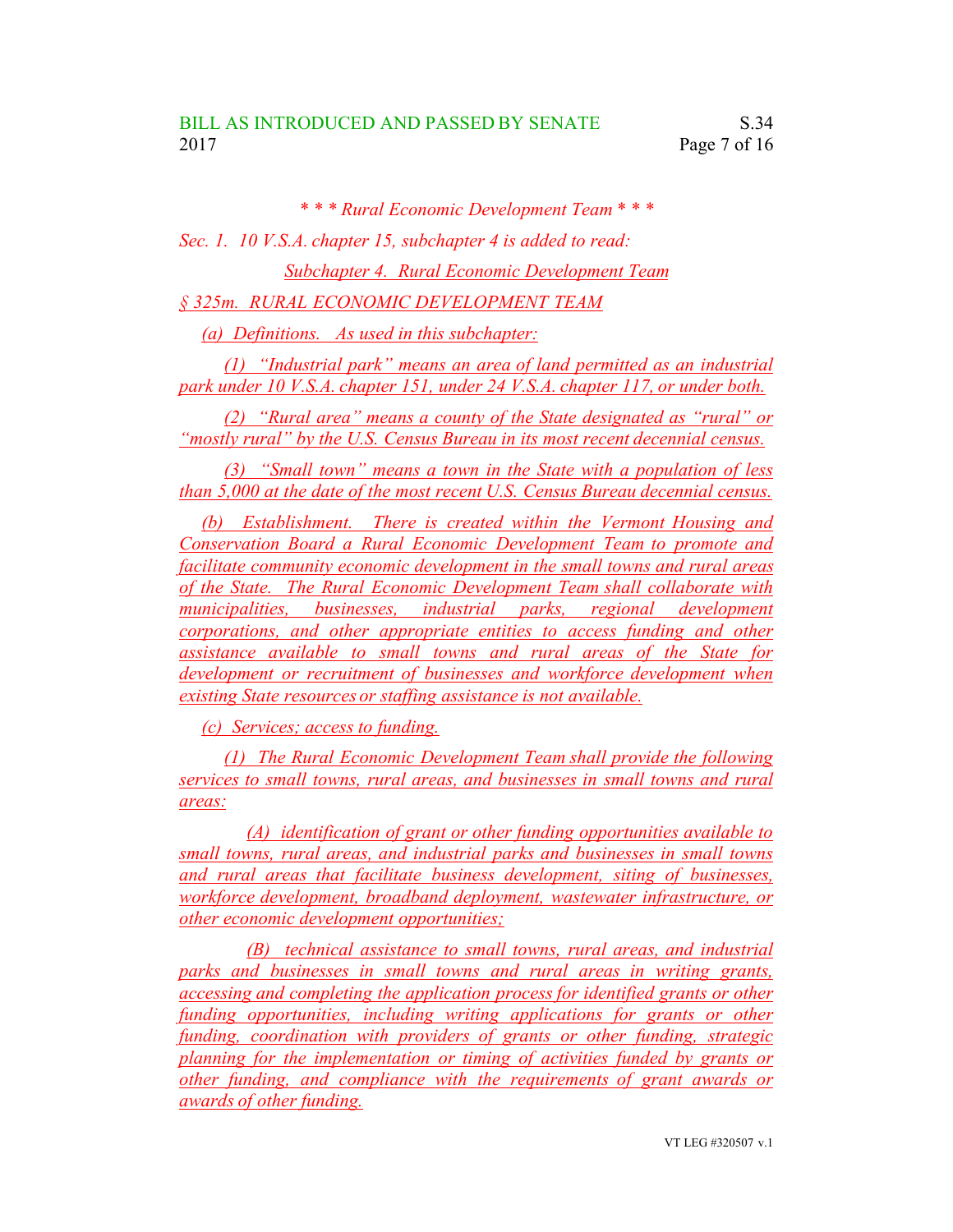*\* \* \* Rural Economic Development Team \* \* \**

*Sec. 1. 10 V.S.A. chapter 15, subchapter 4 is added to read:*

*Subchapter 4. Rural Economic Development Team*

*§ 325m. RURAL ECONOMIC DEVELOPMENT TEAM*

*(a) Definitions. As used in this subchapter:*

*(1) "Industrial park" means an area of land permitted as an industrial park under 10 V.S.A. chapter 151, under 24 V.S.A. chapter 117, or under both.*

*(2) "Rural area" means a county of the State designated as "rural" or "mostly rural" by the U.S. Census Bureau in its most recent decennial census.*

*(3) "Small town" means a town in the State with a population of less than 5,000 at the date of the most recent U.S. Census Bureau decennial census.*

*(b) Establishment. There is created within the Vermont Housing and Conservation Board a Rural Economic Development Team to promote and facilitate community economic development in the small towns and rural areas of the State. The Rural Economic Development Team shall collaborate with municipalities, businesses, industrial parks, regional development corporations, and other appropriate entities to access funding and other assistance available to small towns and rural areas of the State for development or recruitment of businesses and workforce development when existing State resources or staffing assistance is not available.*

*(c) Services; access to funding.*

*(1) The Rural Economic Development Team shall provide the following services to small towns, rural areas, and businesses in small towns and rural areas:*

*(A) identification of grant or other funding opportunities available to small towns, rural areas, and industrial parks and businesses in small towns and rural areas that facilitate business development, siting of businesses, workforce development, broadband deployment, wastewater infrastructure, or other economic development opportunities;*

*(B) technical assistance to small towns, rural areas, and industrial parks and businesses in small towns and rural areas in writing grants, accessing and completing the application process for identified grants or other funding opportunities, including writing applications for grants or other funding, coordination with providers of grants or other funding, strategic planning for the implementation or timing of activities funded by grants or other funding, and compliance with the requirements of grant awards or awards of other funding.*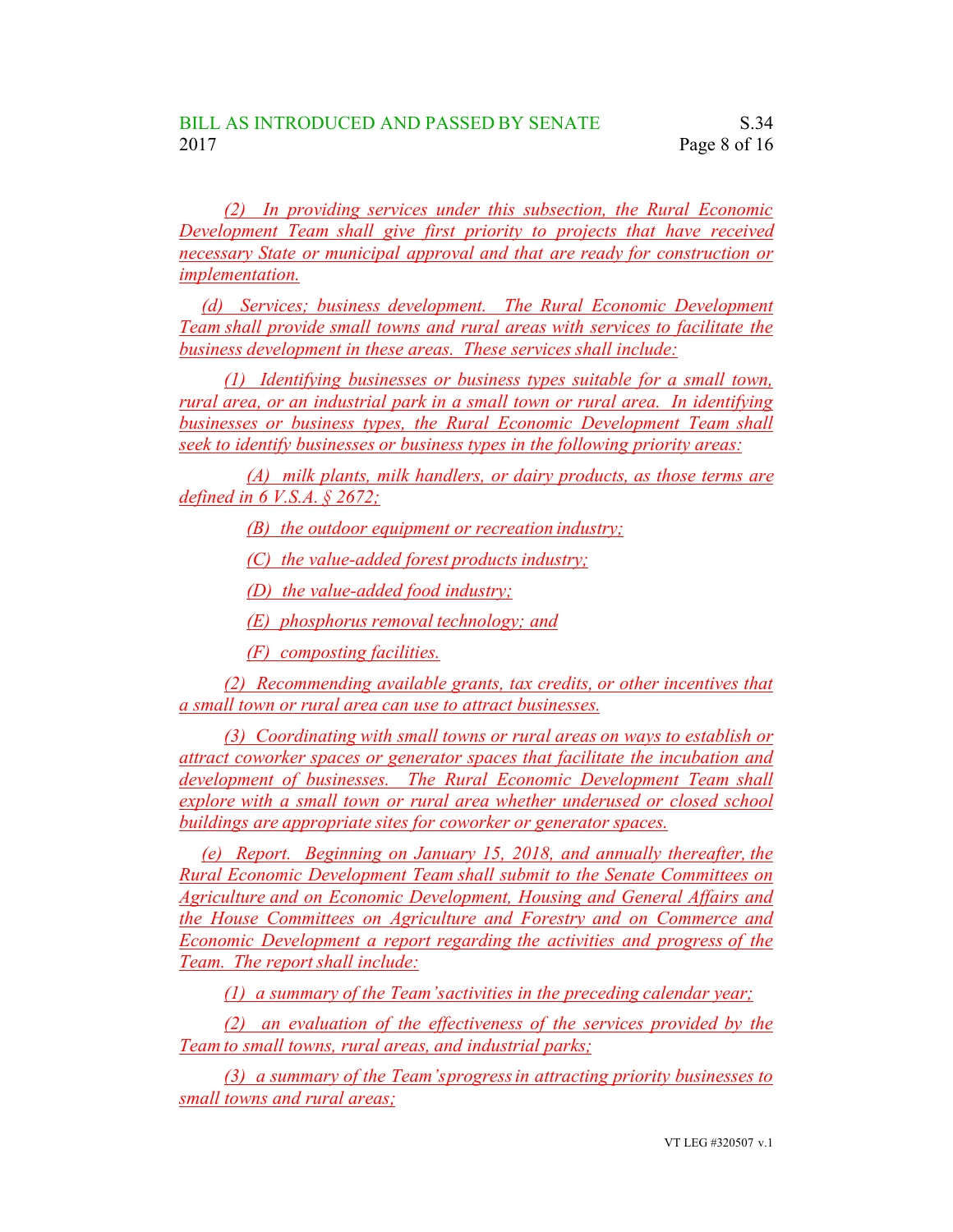(2) In providing services under this subsection, the Rural Economic Development Team shall give first priority to projects that have received necessary State or municipal approval and that are ready for construction or implementation.

(d) Services; business development. The Rural Economic Development Team shall provide small towns and rural areas with services to facilitate the business development in these areas. These services shall include:

(1) Identifying businesses or business types suitable for a small town, rural area, or an industrial park in a small town or rural area. In identifying businesses or business types, the Rural Economic Development Team shall seek to identify businesses or business types in the following priority areas:

(A) milk plants, milk handlers, or dairy products, as those terms are defined in 6 V.S.A. § 2672;

(B) the outdoor equipment or recreation industry;

(C) the value-added forest products industry;

(D) the value-added food industry;

(E) phosphorus removal technology; and

(F) composting facilities.

(2) Recommending available grants, tax credits, or other incentives that a small town or rural area can use to attract businesses.

(3) Coordinating with small towns or rural areas on ways to establish or attract coworker spaces or generator spaces that facilitate the incubation and development of businesses. The Rural Economic Development Team shall explore with a small town or rural area whether underused or closed school buildings are appropriate sites for coworker or generator spaces.

(e) Report. Beginning on January 15, 2018, and annually thereafter, the Rural Economic Development Team shall submit to the Senate Committees on Agriculture and on Economic Development, Housing and General Affairs and the House Committees on Agriculture and Forestry and on Commerce and Economic Development a report regarding the activities and progress of the Team. The report shall include:

(1) a summary of the Team's activities in the preceding calendar year;

(2) an evaluation of the effectiveness of the services provided by the Team to small towns, rural areas, and industrial parks;

(3) a summary of the Team's progress in attracting priority businesses to small towns and rural areas;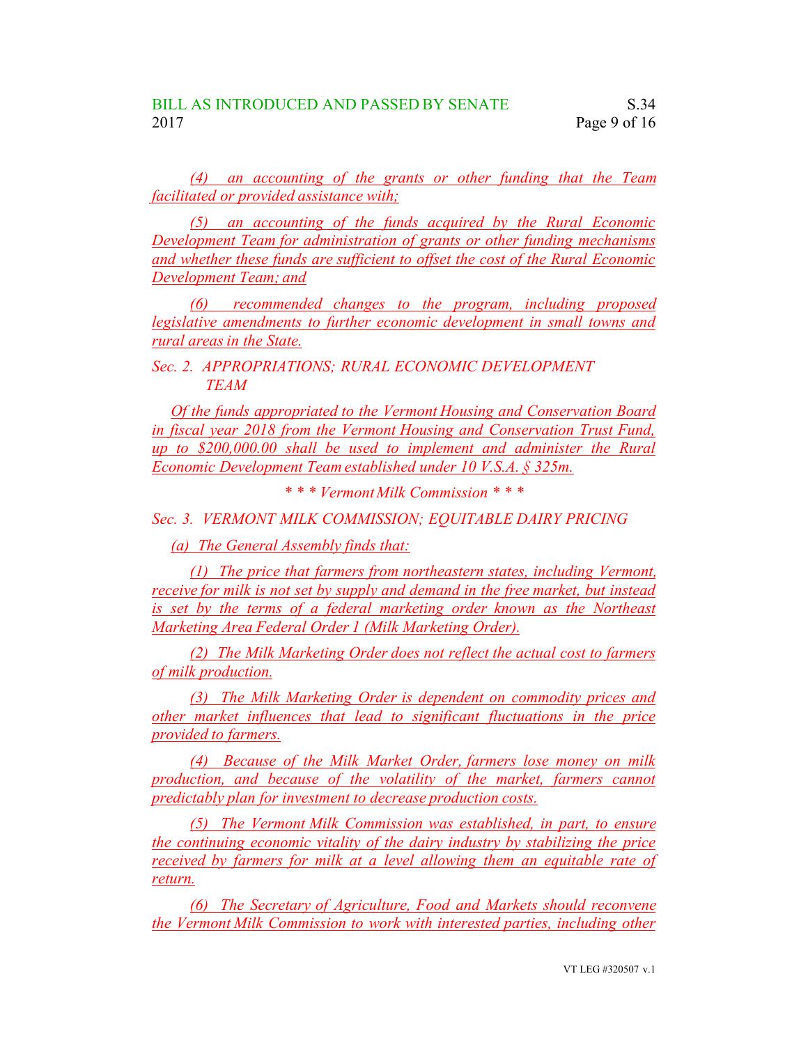(4) an accounting of the grants or other funding that the Team facilitated or provided assistance with;

(5) an accounting of the funds acquired by the Rural Economic Development Team for administration of grants or other funding mechanisms and whether these funds are sufficient to offset the cost of the Rural Economic Development Team; and

(6) recommended changes to the program, including proposed legislative amendments to further economic development in small towns and rural areas in the State.

*Sec. 2. APPROPRIATIONS; RURAL ECONOMIC DEVELOPMENT TEAM*

Of the funds appropriated to the Vermont Housing and Conservation Board in fiscal year 2018 from the Vermont Housing and Conservation Trust Fund, up to $200,000.00 shall be used to implement and administer the Rural Economic Development Team established under 10 V.S.A. § 325m.

*\* \* \* Vermont Milk Commission \* \* \**

*Sec. 3. VERMONT MILK COMMISSION; EQUITABLE DAIRY PRICING*

(a) The General Assembly finds that:

(1) The price that farmers from northeastern states, including Vermont, receive for milk is not set by supply and demand in the free market, but instead is set by the terms of a federal marketing order known as the Northeast Marketing Area Federal Order 1 (Milk Marketing Order).

(2) The Milk Marketing Order does not reflect the actual cost to farmers of milk production.

(3) The Milk Marketing Order is dependent on commodity prices and other market influences that lead to significant fluctuations in the price provided to farmers.

(4) Because of the Milk Market Order, farmers lose money on milk production, and because of the volatility of the market, farmers cannot predictably plan for investment to decrease production costs.

(5) The Vermont Milk Commission was established, in part, to ensure the continuing economic vitality of the dairy industry by stabilizing the price received by farmers for milk at a level allowing them an equitable rate of return.

(6) The Secretary of Agriculture, Food and Markets should reconvene the Vermont Milk Commission to work with interested parties, including other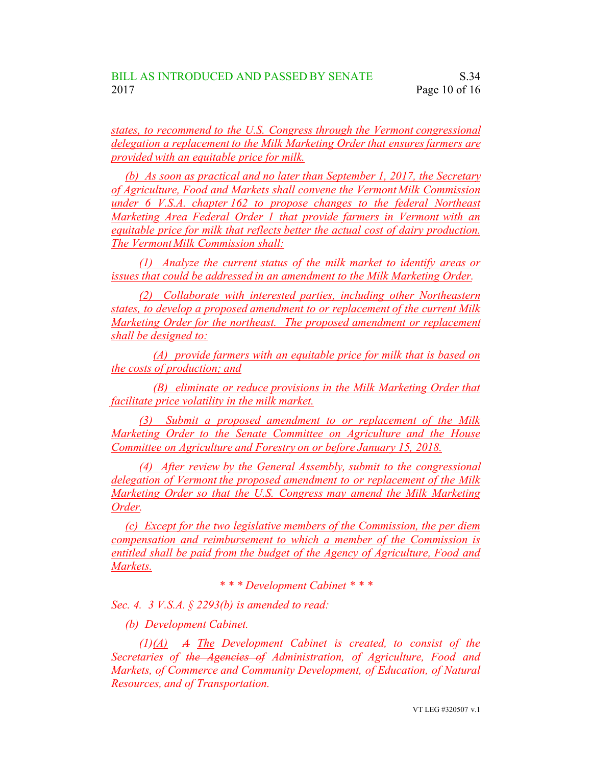*states, to recommend to the U.S. Congress through the Vermont congressional delegation a replacement to the Milk Marketing Order that ensures farmers are provided with an equitable price for milk.*

*(b) As soon as practical and no later than September 1, 2017, the Secretary of Agriculture, Food and Markets shall convene the Vermont Milk Commission under 6 V.S.A. chapter 162 to propose changes to the federal Northeast Marketing Area Federal Order 1 that provide farmers in Vermont with an equitable price for milk that reflects better the actual cost of dairy production. The Vermont Milk Commission shall:*

*(1) Analyze the current status of the milk market to identify areas or issues that could be addressed in an amendment to the Milk Marketing Order.*

*(2) Collaborate with interested parties, including other Northeastern states, to develop a proposed amendment to or replacement of the current Milk Marketing Order for the northeast. The proposed amendment or replacement shall be designed to:*

*(A) provide farmers with an equitable price for milk that is based on the costs of production; and*

*(B) eliminate or reduce provisions in the Milk Marketing Order that facilitate price volatility in the milk market.*

*(3) Submit a proposed amendment to or replacement of the Milk Marketing Order to the Senate Committee on Agriculture and the House Committee on Agriculture and Forestry on or before January 15, 2018.*

*(4) After review by the General Assembly, submit to the congressional delegation of Vermont the proposed amendment to or replacement of the Milk Marketing Order so that the U.S. Congress may amend the Milk Marketing Order.*

*(c) Except for the two legislative members of the Commission, the per diem compensation and reimbursement to which a member of the Commission is entitled shall be paid from the budget of the Agency of Agriculture, Food and Markets.*

*\* \* \* Development Cabinet \* \* \**

*Sec. 4. 3 V.S.A. § 2293(b) is amended to read:*

*(b) Development Cabinet.*

*(1)(A) ~~A~~ The Development Cabinet is created, to consist of the Secretaries of ~~the Agencies of~~ Administration, of Agriculture, Food and Markets, of Commerce and Community Development, of Education, of Natural Resources, and of Transportation.*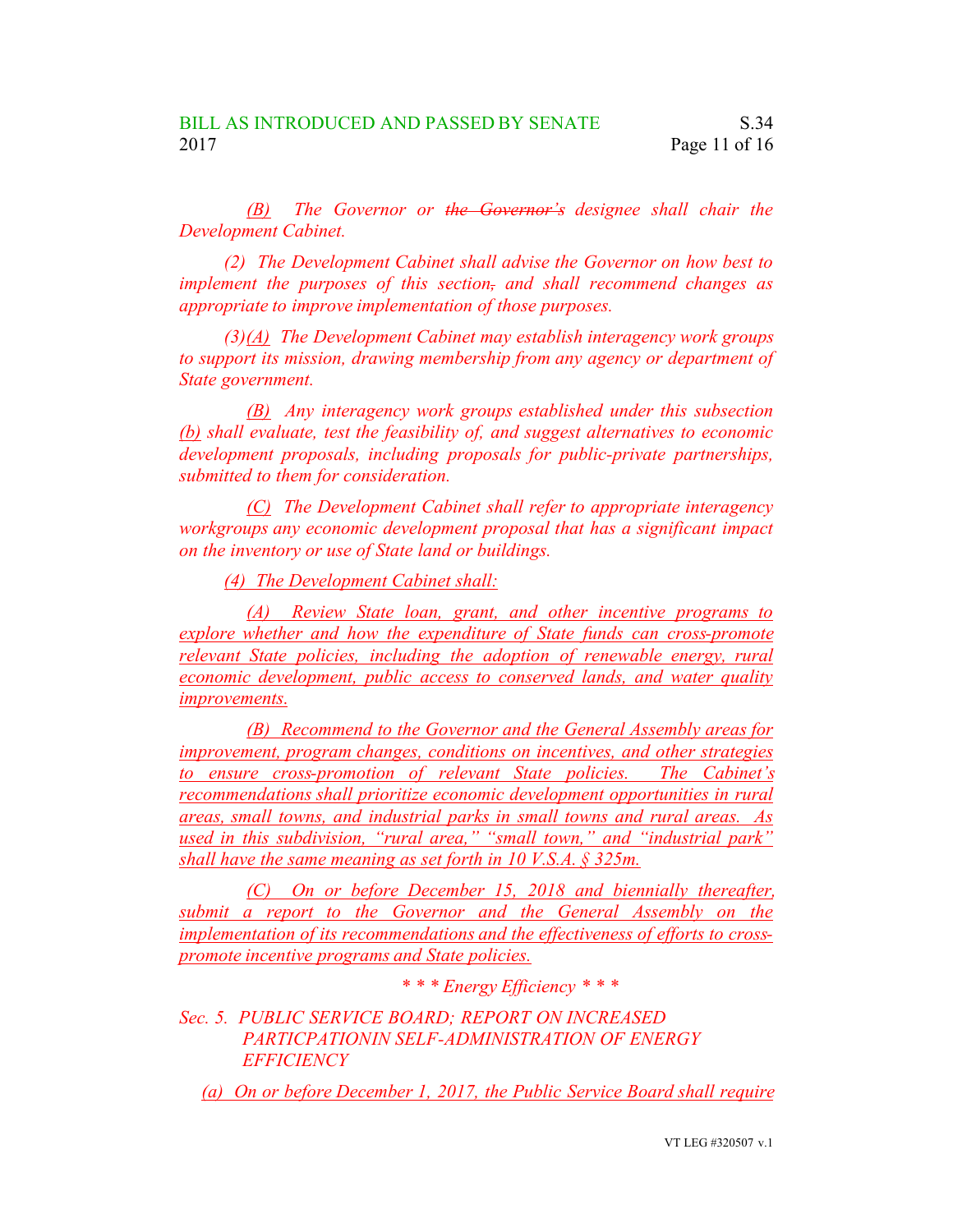*(B) The Governor or ~~the Governor's~~ designee shall chair the Development Cabinet.*

*(2) The Development Cabinet shall advise the Governor on how best to implement the purposes of this section~~,~~ and shall recommend changes as appropriate to improve implementation of those purposes.*

*(3)<u>(A)</u> The Development Cabinet may establish interagency work groups to support its mission, drawing membership from any agency or department of State government.*

*<u>(B)</u> Any interagency work groups established under this subsection <u>(b)</u> shall evaluate, test the feasibility of, and suggest alternatives to economic development proposals, including proposals for public-private partnerships, submitted to them for consideration.*

*<u>(C)</u> The Development Cabinet shall refer to appropriate interagency workgroups any economic development proposal that has a significant impact on the inventory or use of State land or buildings.*

*<u>(4) The Development Cabinet shall:</u>*

*<u>(A) Review State loan, grant, and other incentive programs to explore whether and how the expenditure of State funds can cross-promote relevant State policies, including the adoption of renewable energy, rural economic development, public access to conserved lands, and water quality improvements.</u>*

*<u>(B) Recommend to the Governor and the General Assembly areas for improvement, program changes, conditions on incentives, and other strategies to ensure cross-promotion of relevant State policies. The Cabinet's recommendations shall prioritize economic development opportunities in rural areas, small towns, and industrial parks in small towns and rural areas. As used in this subdivision, "rural area," "small town," and "industrial park" shall have the same meaning as set forth in 10 V.S.A. § 325m.</u>*

*<u>(C) On or before December 15, 2018 and biennially thereafter, submit a report to the Governor and the General Assembly on the implementation of its recommendations and the effectiveness of efforts to cross-promote incentive programs and State policies.</u>*

*\* \* \* Energy Efficiency \* \* \**

*Sec. 5. PUBLIC SERVICE BOARD; REPORT ON INCREASED PARTICPATIONIN SELF-ADMINISTRATION OF ENERGY EFFICIENCY*

*<u>(a) On or before December 1, 2017, the Public Service Board shall require</u>*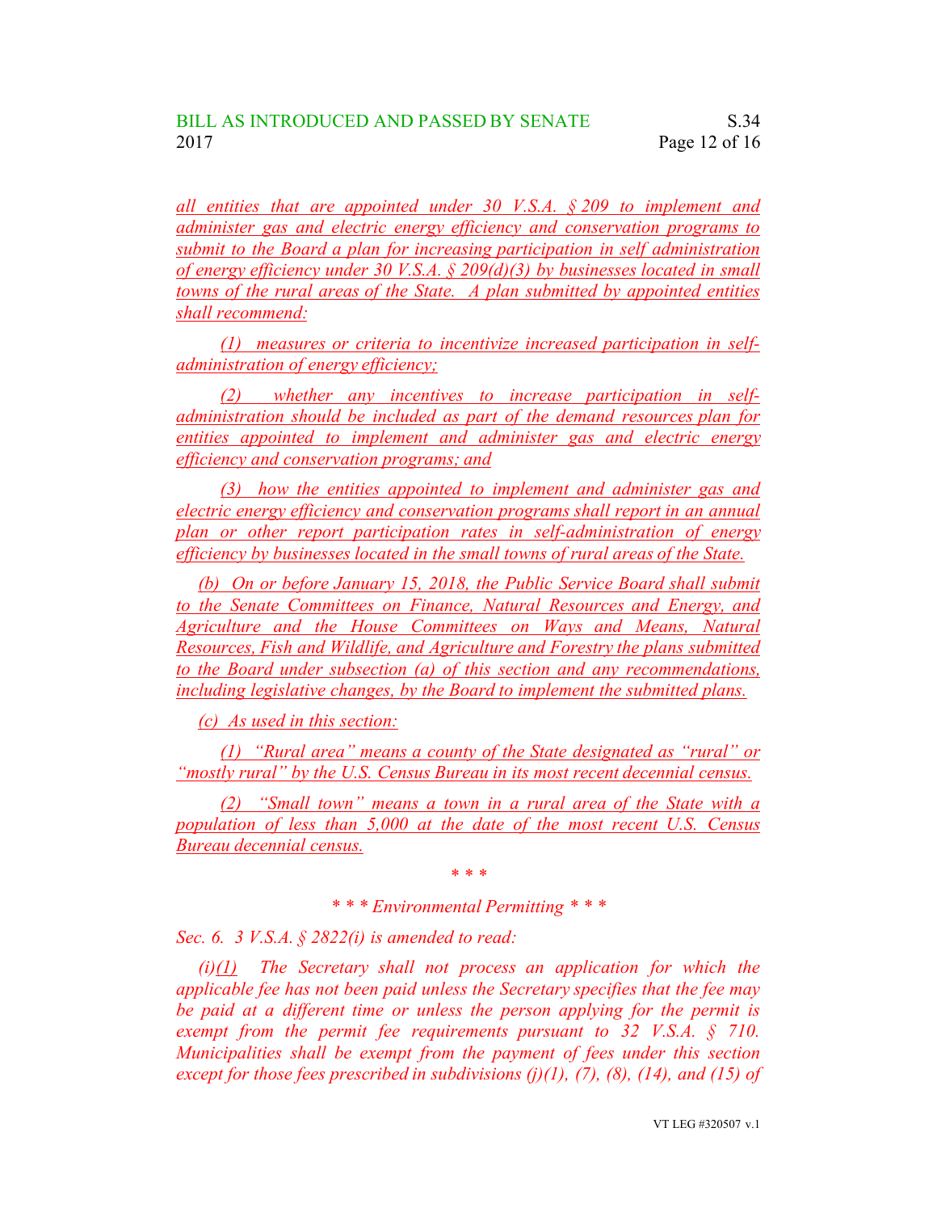*all entities that are appointed under 30 V.S.A. § 209 to implement and administer gas and electric energy efficiency and conservation programs to submit to the Board a plan for increasing participation in self administration of energy efficiency under 30 V.S.A. § 209(d)(3) by businesses located in small towns of the rural areas of the State. A plan submitted by appointed entities shall recommend:*

*(1) measures or criteria to incentivize increased participation in self-administration of energy efficiency;*

*(2) whether any incentives to increase participation in self-administration should be included as part of the demand resources plan for entities appointed to implement and administer gas and electric energy efficiency and conservation programs; and*

*(3) how the entities appointed to implement and administer gas and electric energy efficiency and conservation programs shall report in an annual plan or other report participation rates in self-administration of energy efficiency by businesses located in the small towns of rural areas of the State.*

*(b) On or before January 15, 2018, the Public Service Board shall submit to the Senate Committees on Finance, Natural Resources and Energy, and Agriculture and the House Committees on Ways and Means, Natural Resources, Fish and Wildlife, and Agriculture and Forestry the plans submitted to the Board under subsection (a) of this section and any recommendations, including legislative changes, by the Board to implement the submitted plans.*

*(c) As used in this section:*

*(1) "Rural area" means a county of the State designated as "rural" or "mostly rural" by the U.S. Census Bureau in its most recent decennial census.*

*(2) "Small town" means a town in a rural area of the State with a population of less than 5,000 at the date of the most recent U.S. Census Bureau decennial census.*

\* \* \*

*\* \* \* Environmental Permitting \* \* \**

*Sec. 6. 3 V.S.A. § 2822(i) is amended to read:*

*(i)(1) The Secretary shall not process an application for which the applicable fee has not been paid unless the Secretary specifies that the fee may be paid at a different time or unless the person applying for the permit is exempt from the permit fee requirements pursuant to 32 V.S.A. § 710. Municipalities shall be exempt from the payment of fees under this section except for those fees prescribed in subdivisions (j)(1), (7), (8), (14), and (15) of*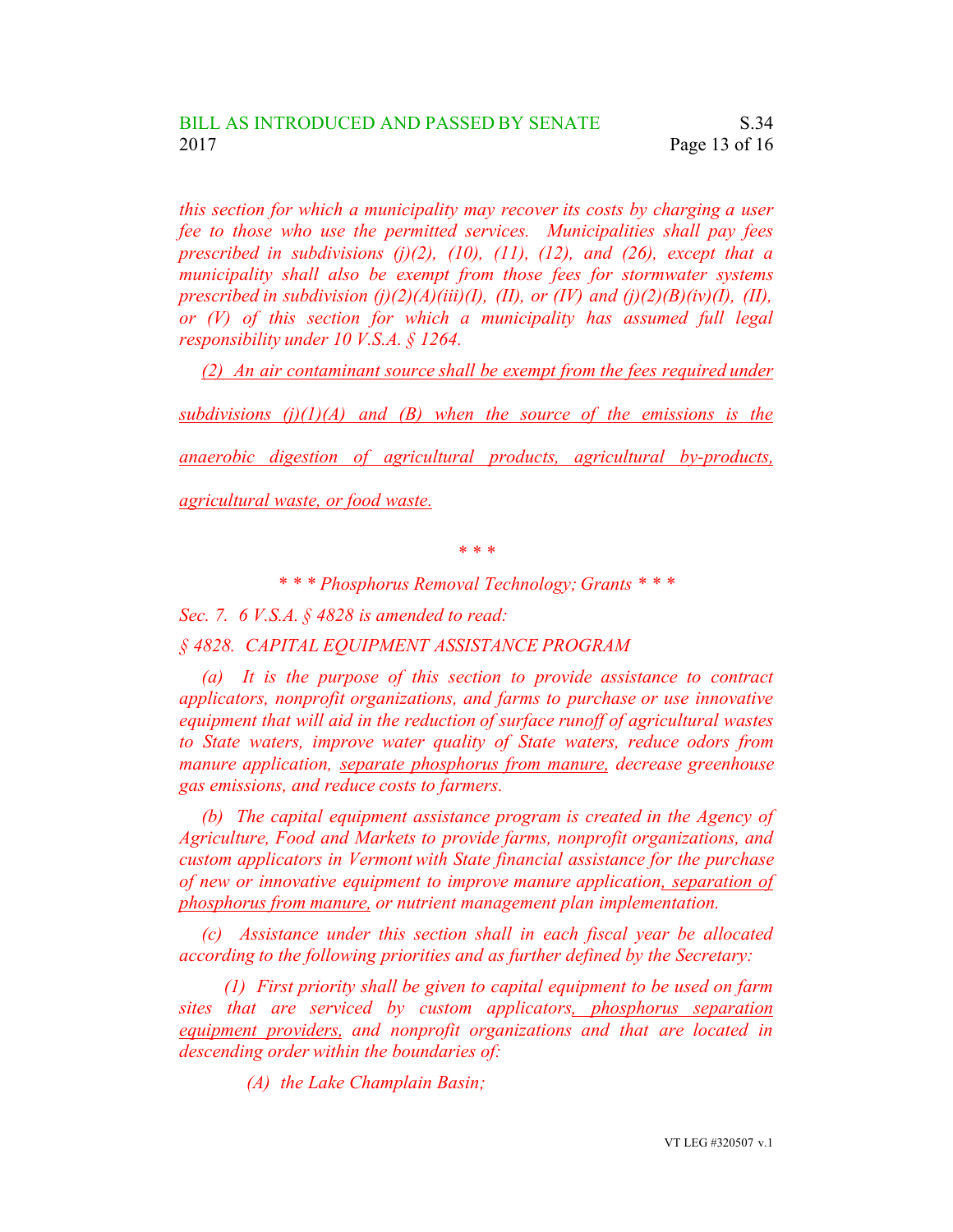*this section for which a municipality may recover its costs by charging a user fee to those who use the permitted services. Municipalities shall pay fees prescribed in subdivisions (j)(2), (10), (11), (12), and (26), except that a municipality shall also be exempt from those fees for stormwater systems prescribed in subdivision (j)(2)(A)(iii)(I), (II), or (IV) and (j)(2)(B)(iv)(I), (II), or (V) of this section for which a municipality has assumed full legal responsibility under 10 V.S.A. § 1264.*

*(2) An air contaminant source shall be exempt from the fees required under subdivisions (j)(1)(A) and (B) when the source of the emissions is the anaerobic digestion of agricultural products, agricultural by-products, agricultural waste, or food waste.*

\* \* \*

*\* \* \* Phosphorus Removal Technology; Grants \* \* \**

*Sec. 7. 6 V.S.A. § 4828 is amended to read:*

*§ 4828. CAPITAL EQUIPMENT ASSISTANCE PROGRAM*

*(a) It is the purpose of this section to provide assistance to contract applicators, nonprofit organizations, and farms to purchase or use innovative equipment that will aid in the reduction of surface runoff of agricultural wastes to State waters, improve water quality of State waters, reduce odors from manure application, separate phosphorus from manure, decrease greenhouse gas emissions, and reduce costs to farmers.*

*(b) The capital equipment assistance program is created in the Agency of Agriculture, Food and Markets to provide farms, nonprofit organizations, and custom applicators in Vermont with State financial assistance for the purchase of new or innovative equipment to improve manure application, separation of phosphorus from manure, or nutrient management plan implementation.*

*(c) Assistance under this section shall in each fiscal year be allocated according to the following priorities and as further defined by the Secretary:*

*(1) First priority shall be given to capital equipment to be used on farm sites that are serviced by custom applicators, phosphorus separation equipment providers, and nonprofit organizations and that are located in descending order within the boundaries of:*

*(A) the Lake Champlain Basin;*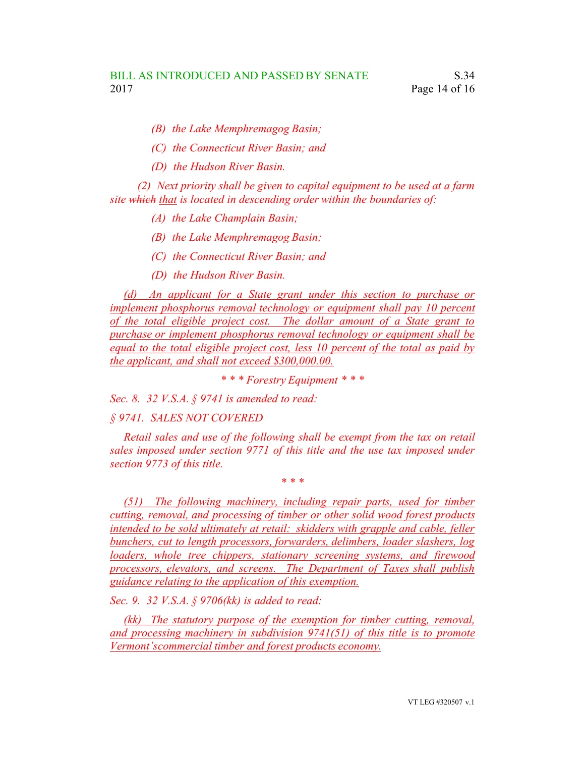*(B) the Lake Memphremagog Basin;*

*(C) the Connecticut River Basin; and*

*(D) the Hudson River Basin.*

*(2) Next priority shall be given to capital equipment to be used at a farm site ~~which~~ <u>that</u> is located in descending order within the boundaries of:*

*(A) the Lake Champlain Basin;*

*(B) the Lake Memphremagog Basin;*

*(C) the Connecticut River Basin; and*

*(D) the Hudson River Basin.*

*<u>(d) An applicant for a State grant under this section to purchase or implement phosphorus removal technology or equipment shall pay 10 percent of the total eligible project cost. The dollar amount of a State grant to purchase or implement phosphorus removal technology or equipment shall be equal to the total eligible project cost, less 10 percent of the total as paid by the applicant, and shall not exceed $300,000.00.</u>*

*\* \* \* Forestry Equipment \* \* \**

*Sec. 8. 32 V.S.A. § 9741 is amended to read:*

*§ 9741. SALES NOT COVERED*

*Retail sales and use of the following shall be exempt from the tax on retail sales imposed under section 9771 of this title and the use tax imposed under section 9773 of this title.*

*\* \* \**

*<u>(51) The following machinery, including repair parts, used for timber cutting, removal, and processing of timber or other solid wood forest products intended to be sold ultimately at retail: skidders with grapple and cable, feller bunchers, cut to length processors, forwarders, delimbers, loader slashers, log loaders, whole tree chippers, stationary screening systems, and firewood processors, elevators, and screens. The Department of Taxes shall publish guidance relating to the application of this exemption.</u>*

*Sec. 9. 32 V.S.A. § 9706(kk) is added to read:*

*<u>(kk) The statutory purpose of the exemption for timber cutting, removal, and processing machinery in subdivision 9741(51) of this title is to promote Vermont'scommercial timber and forest products economy.</u>*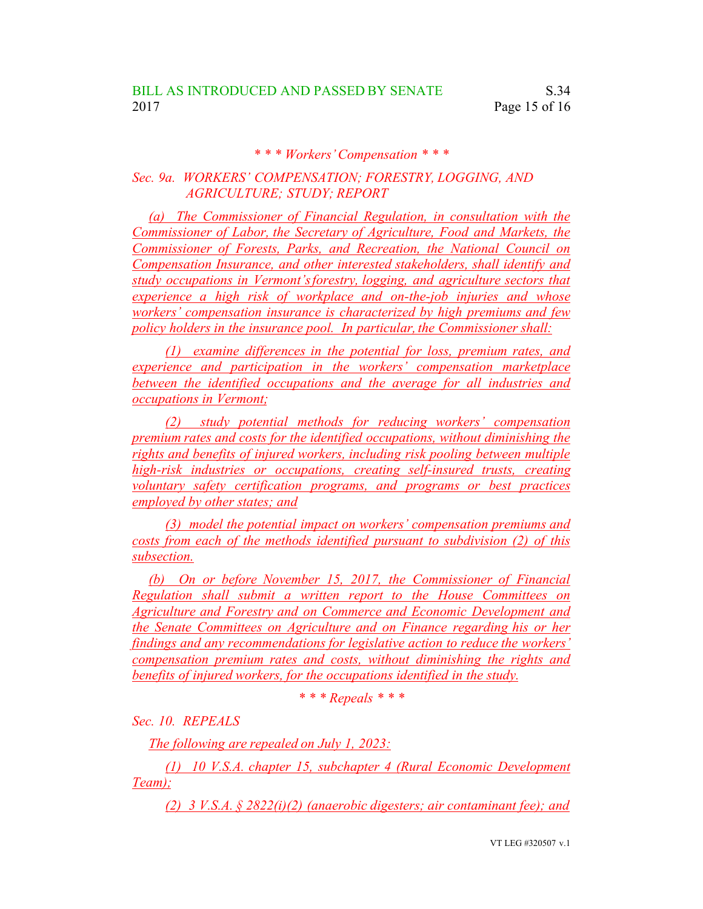*\* \* \* Workers' Compensation \* \* \**

*Sec. 9a. WORKERS' COMPENSATION; FORESTRY, LOGGING, AND AGRICULTURE; STUDY; REPORT*

*(a) The Commissioner of Financial Regulation, in consultation with the Commissioner of Labor, the Secretary of Agriculture, Food and Markets, the Commissioner of Forests, Parks, and Recreation, the National Council on Compensation Insurance, and other interested stakeholders, shall identify and study occupations in Vermont's forestry, logging, and agriculture sectors that experience a high risk of workplace and on-the-job injuries and whose workers' compensation insurance is characterized by high premiums and few policy holders in the insurance pool. In particular, the Commissioner shall:*

*(1) examine differences in the potential for loss, premium rates, and experience and participation in the workers' compensation marketplace between the identified occupations and the average for all industries and occupations in Vermont;*

*(2) study potential methods for reducing workers' compensation premium rates and costs for the identified occupations, without diminishing the rights and benefits of injured workers, including risk pooling between multiple high-risk industries or occupations, creating self-insured trusts, creating voluntary safety certification programs, and programs or best practices employed by other states; and*

*(3) model the potential impact on workers' compensation premiums and costs from each of the methods identified pursuant to subdivision (2) of this subsection.*

*(b) On or before November 15, 2017, the Commissioner of Financial Regulation shall submit a written report to the House Committees on Agriculture and Forestry and on Commerce and Economic Development and the Senate Committees on Agriculture and on Finance regarding his or her findings and any recommendations for legislative action to reduce the workers' compensation premium rates and costs, without diminishing the rights and benefits of injured workers, for the occupations identified in the study.*

*\* \* \* Repeals \* \* \**

*Sec. 10. REPEALS*

*The following are repealed on July 1, 2023:*

*(1) 10 V.S.A. chapter 15, subchapter 4 (Rural Economic Development Team);*

*(2) 3 V.S.A. § 2822(i)(2) (anaerobic digesters; air contaminant fee); and*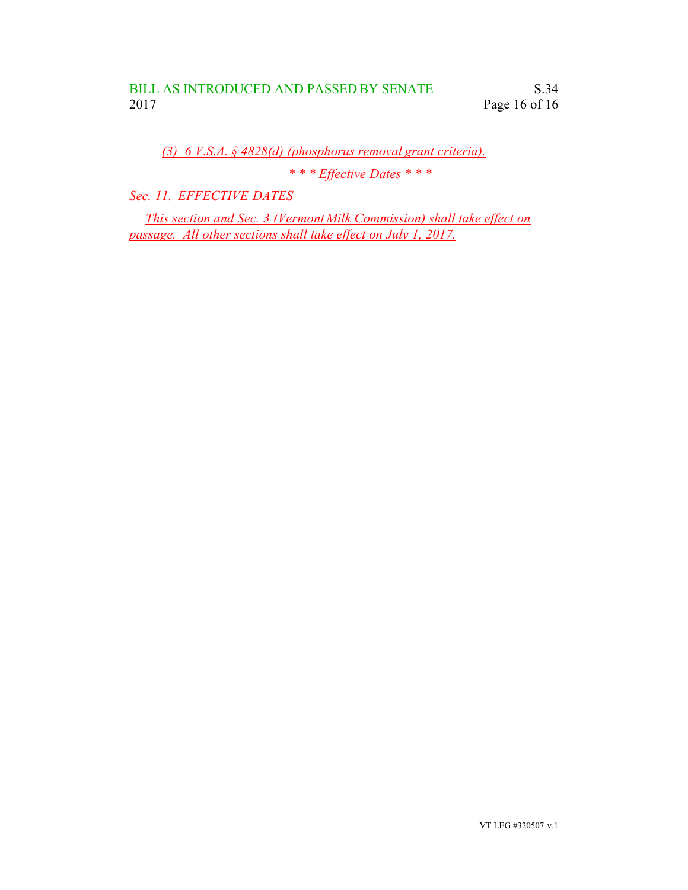*(3) 6 V.S.A. § 4828(d) (phosphorus removal grant criteria).*

*\* \* \* Effective Dates \* \* \**

*Sec. 11. EFFECTIVE DATES*

*This section and Sec. 3 (Vermont Milk Commission) shall take effect on passage. All other sections shall take effect on July 1, 2017.*